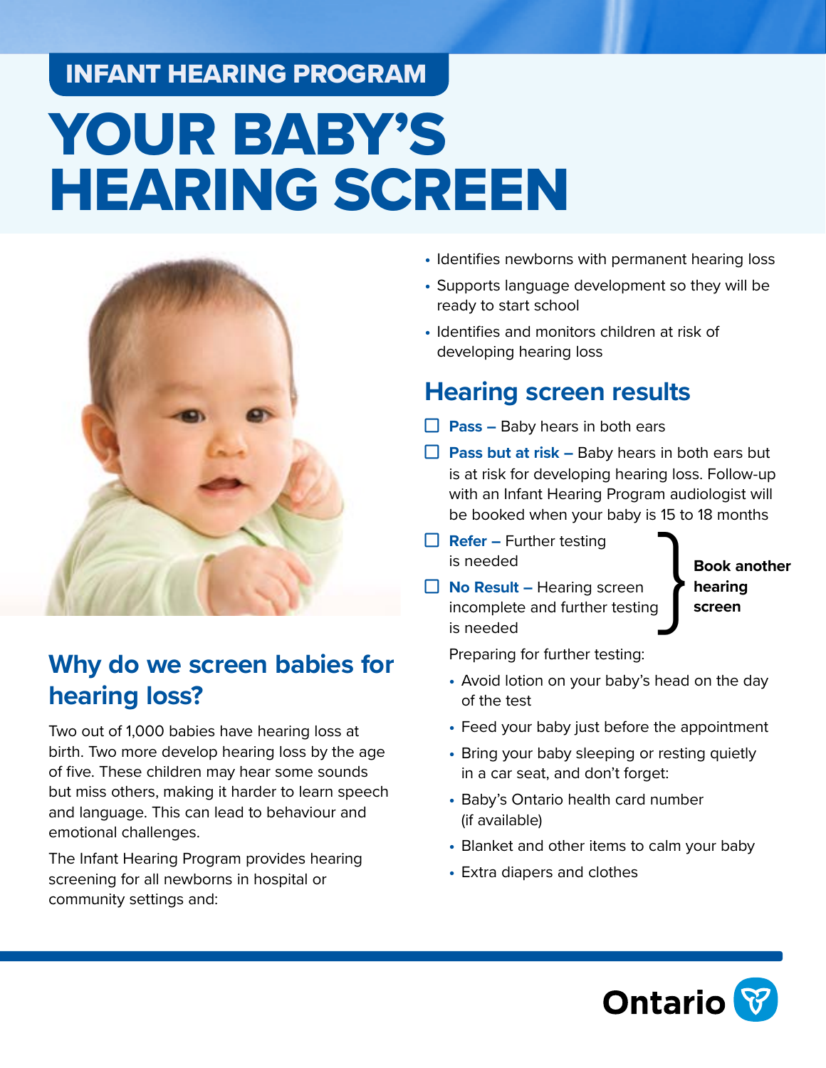INFANT HEARING PROGRAM

# YOUR BABY'S HEARING SCREEN

## Why do we screen babies for hearing loss?

Two out of 1,000 babies have hearing loss at birth. Two more develop hearing loss by the age of five. These children may hear some sounds but miss others, making it harder to learn speech and language. This can lead to behaviour and emotional challenges.

The Infant Hearing Program provides hearing screening for all newborns in hospital or community settings and:

- Identifies newborns with permanent hearing loss
- Supports language development so they will be ready to start school
- Identifies and monitors children at risk of developing hearing loss

## Hearing screen results

- ☐ **Pass –** Baby hears in both ears
- ☐ **Pass but at risk –** Baby hears in both ears but is at risk for developing hearing loss. Follow-up with an Infant Hearing Program audiologist will be booked when your baby is 15 to 18 months
- ☐ **Refer –** Further testing is needed
- ☐ **No Result –** Hearing screen incomplete and further testing is needed

**Book another hearing screen** (Refer / No Result)

Preparing for further testing:

- Avoid lotion on your baby's head on the day of the test
- Feed your baby just before the appointment
- Bring your baby sleeping or resting quietly in a car seat, and don't forget:
- Baby's Ontario health card number (if available)
- Blanket and other items to calm your baby
- Extra diapers and clothes

Ontario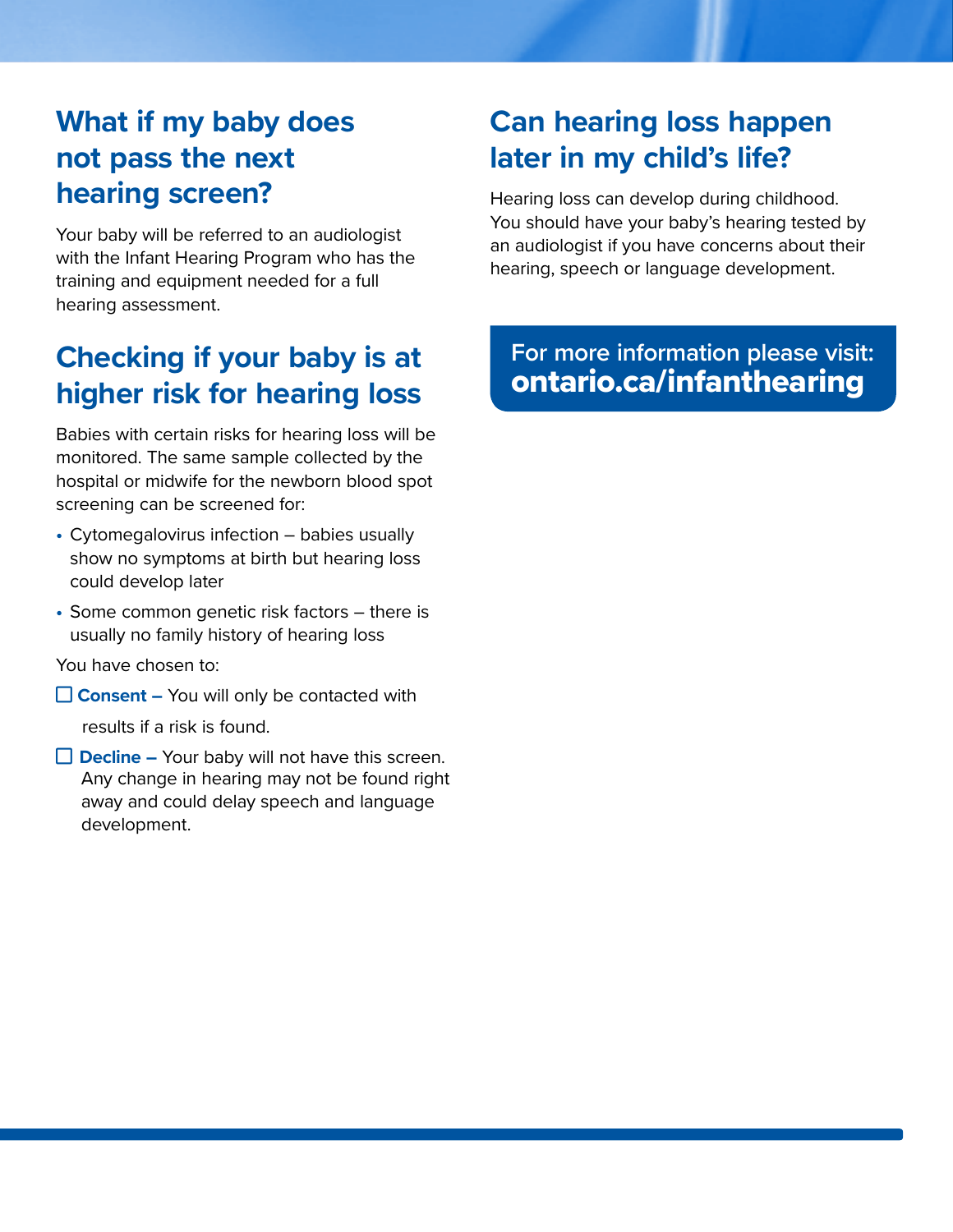## What if my baby does not pass the next hearing screen?

Your baby will be referred to an audiologist with the Infant Hearing Program who has the training and equipment needed for a full hearing assessment.

## Checking if your baby is at higher risk for hearing loss

Babies with certain risks for hearing loss will be monitored. The same sample collected by the hospital or midwife for the newborn blood spot screening can be screened for:

- Cytomegalovirus infection – babies usually show no symptoms at birth but hearing loss could develop later
- Some common genetic risk factors – there is usually no family history of hearing loss

You have chosen to:

☐ **Consent –** You will only be contacted with results if a risk is found.

☐ **Decline –** Your baby will not have this screen. Any change in hearing may not be found right away and could delay speech and language development.

## Can hearing loss happen later in my child's life?

Hearing loss can develop during childhood. You should have your baby's hearing tested by an audiologist if you have concerns about their hearing, speech or language development.

For more information please visit:
**ontario.ca/infanthearing**